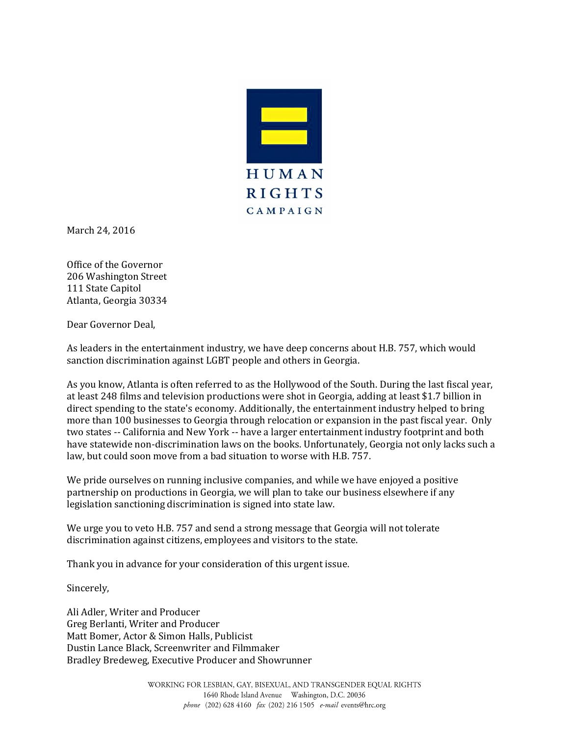HUMAN RIGHTS CAMPAIGN

March 24, 2016

Office of the Governor
206 Washington Street
111 State Capitol
Atlanta, Georgia 30334

Dear Governor Deal,

As leaders in the entertainment industry, we have deep concerns about H.B. 757, which would sanction discrimination against LGBT people and others in Georgia.

As you know, Atlanta is often referred to as the Hollywood of the South. During the last fiscal year, at least 248 films and television productions were shot in Georgia, adding at least $1.7 billion in direct spending to the state's economy. Additionally, the entertainment industry helped to bring more than 100 businesses to Georgia through relocation or expansion in the past fiscal year. Only two states -- California and New York -- have a larger entertainment industry footprint and both have statewide non-discrimination laws on the books. Unfortunately, Georgia not only lacks such a law, but could soon move from a bad situation to worse with H.B. 757.

We pride ourselves on running inclusive companies, and while we have enjoyed a positive partnership on productions in Georgia, we will plan to take our business elsewhere if any legislation sanctioning discrimination is signed into state law.

We urge you to veto H.B. 757 and send a strong message that Georgia will not tolerate discrimination against citizens, employees and visitors to the state.

Thank you in advance for your consideration of this urgent issue.

Sincerely,

Ali Adler, Writer and Producer
Greg Berlanti, Writer and Producer
Matt Bomer, Actor & Simon Halls, Publicist
Dustin Lance Black, Screenwriter and Filmmaker
Bradley Bredeweg, Executive Producer and Showrunner

WORKING FOR LESBIAN, GAY, BISEXUAL, AND TRANSGENDER EQUAL RIGHTS
1640 Rhode Island Avenue Washington, D.C. 20036
*phone* (202) 628 4160 *fax* (202) 216 1505 *e-mail* events@hrc.org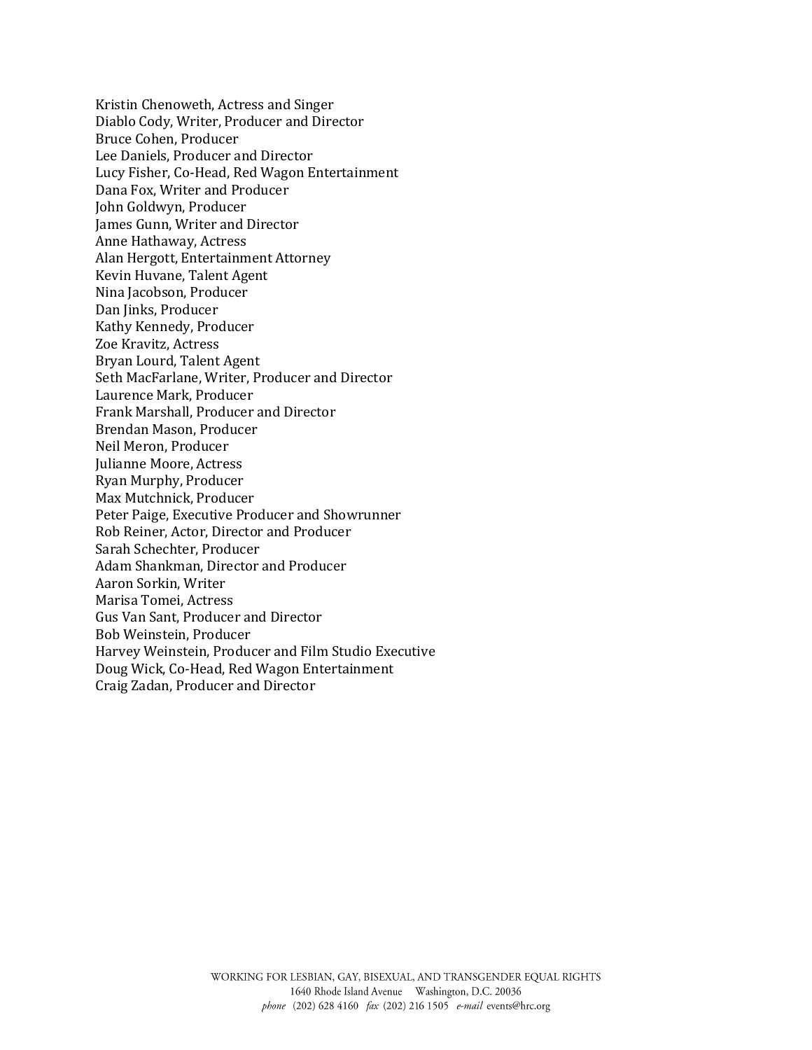Kristin Chenoweth, Actress and Singer
Diablo Cody, Writer, Producer and Director
Bruce Cohen, Producer
Lee Daniels, Producer and Director
Lucy Fisher, Co-Head, Red Wagon Entertainment
Dana Fox, Writer and Producer
John Goldwyn, Producer
James Gunn, Writer and Director
Anne Hathaway, Actress
Alan Hergott, Entertainment Attorney
Kevin Huvane, Talent Agent
Nina Jacobson, Producer
Dan Jinks, Producer
Kathy Kennedy, Producer
Zoe Kravitz, Actress
Bryan Lourd, Talent Agent
Seth MacFarlane, Writer, Producer and Director
Laurence Mark, Producer
Frank Marshall, Producer and Director
Brendan Mason, Producer
Neil Meron, Producer
Julianne Moore, Actress
Ryan Murphy, Producer
Max Mutchnick, Producer
Peter Paige, Executive Producer and Showrunner
Rob Reiner, Actor, Director and Producer
Sarah Schechter, Producer
Adam Shankman, Director and Producer
Aaron Sorkin, Writer
Marisa Tomei, Actress
Gus Van Sant, Producer and Director
Bob Weinstein, Producer
Harvey Weinstein, Producer and Film Studio Executive
Doug Wick, Co-Head, Red Wagon Entertainment
Craig Zadan, Producer and Director

WORKING FOR LESBIAN, GAY, BISEXUAL, AND TRANSGENDER EQUAL RIGHTS
1640 Rhode Island Avenue Washington, D.C. 20036
*phone* (202) 628 4160 *fax* (202) 216 1505 *e-mail* events@hrc.org